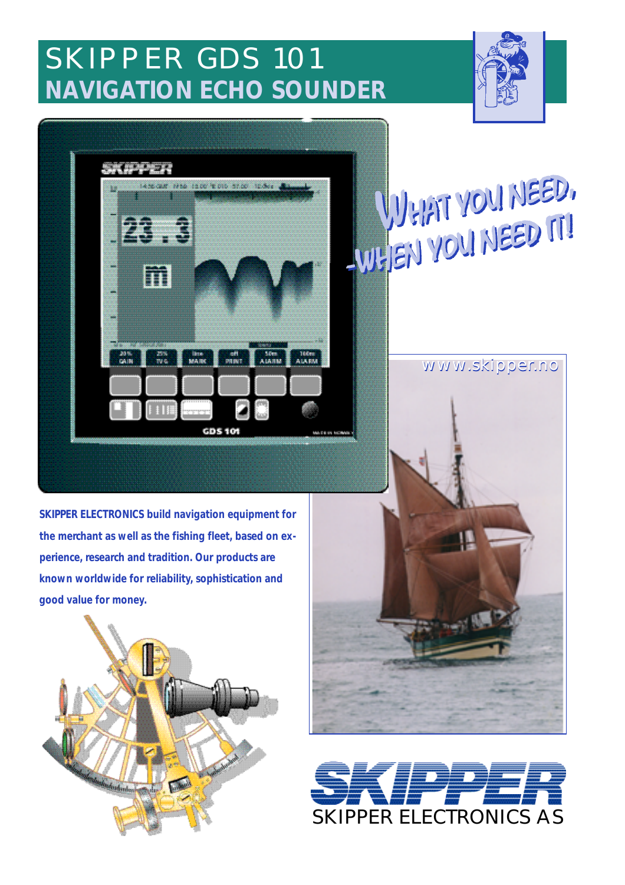# SKIPPER GDS 101
## NAVIGATION ECHO SOUNDER

WHAT YOU NEED,
-WHEN YOU NEED IT!

www.skipper.no

**SKIPPER ELECTRONICS build navigation equipment for the merchant as well as the fishing fleet, based on experience, research and tradition. Our products are known worldwide for reliability, sophistication and good value for money.**

SKIPPER ELECTRONICS AS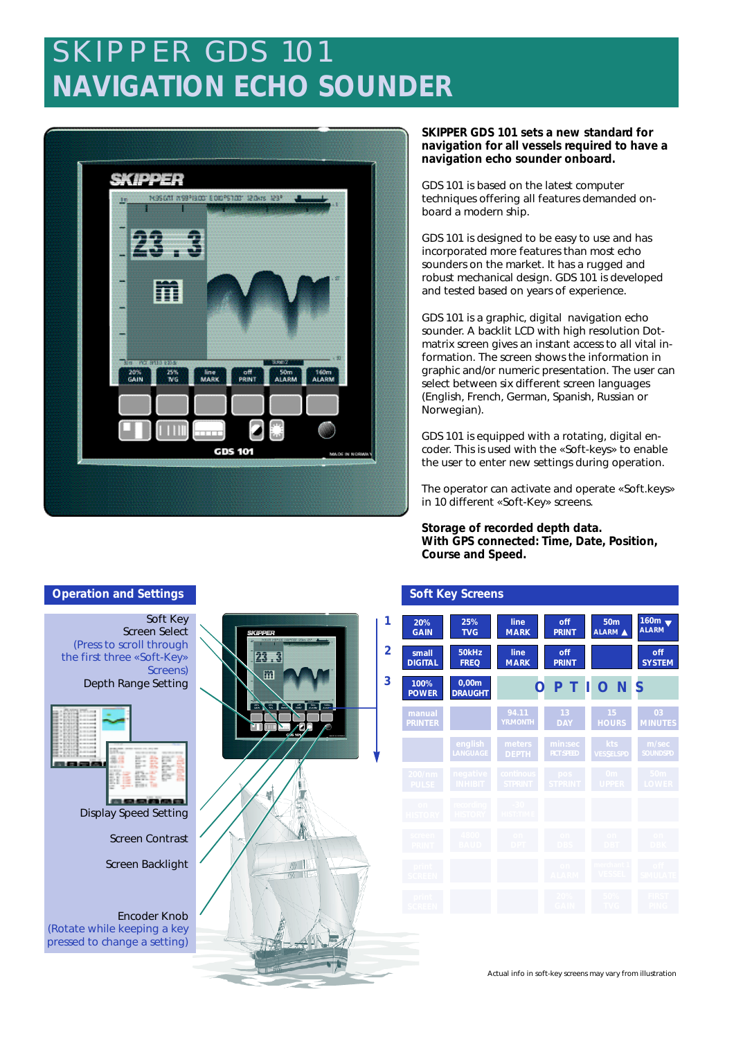# SKIPPER GDS 101
# NAVIGATION ECHO SOUNDER

**SKIPPER GDS 101 sets a new standard for navigation for all vessels required to have a navigation echo sounder onboard.**

GDS 101 is based on the latest computer techniques offering all features demanded on-board a modern ship.

GDS 101 is designed to be easy to use and has incorporated more features than most echo sounders on the market. It has a rugged and robust mechanical design. GDS 101 is developed and tested based on years of experience.

GDS 101 is a graphic, digital navigation echo sounder. A backlit LCD with high resolution Dot-matrix screen gives an instant access to all vital information. The screen shows the information in graphic and/or numeric presentation. The user can select between six different screen languages (English, French, German, Spanish, Russian or Norwegian).

GDS 101 is equipped with a rotating, digital encoder. This is used with the «Soft-keys» to enable the user to enter new settings during operation.

The operator can activate and operate «Soft.keys» in 10 different «Soft-Key» screens.

**Storage of recorded depth data.**
**With GPS connected: Time, Date, Position, Course and Speed.**

## Operation and Settings

Soft Key
Screen Select
(Press to scroll through the first three «Soft-Key» Screens)

Depth Range Setting

Display Speed Setting

Screen Contrast

Screen Backlight

Encoder Knob
(Rotate while keeping a key pressed to change a setting)

## Soft Key Screens

| | | | | | | |
|---|---|---|---|---|---|---|
| 1 | 20% GAIN | 25% TVG | line MARK | off PRINT | 50m ALARM ▲ | 160m ▼ ALARM |
| 2 | small DIGITAL | 50kHz FREQ | line MARK | off PRINT | | off SYSTEM |
| 3 | 100% POWER | 0,00m DRAUGHT | OPTIONS | | | |
| | manual PRINTER | | 94.11 YR.MONTH | 13 DAY | 15 HOURS | 03 MINUTES |
| | | english LANGUAGE | meters DEPTH | min:sec PICT.SPEED | kts VESSELSPD | m/sec SOUNDSPD |
| | 200/nm PULSE | negative INHIBIT | continous STPRINT | pos STPRINT | 0m UPPER | 50m LOWER |
| | on HISTORY | recording HISTORY | -30 HISTTIME | | | |
| | screen PRINT | 4800 BAUD | on DPT | on DBS | on DBT | on DBK |
| | print SCREEN | | | on ALARM | standard 1 VESSEL | off SIMULATE |
| | print SCREEN | | | 20% GAIN | 50% TVG | FIRST PING |

Actual info in soft-key screens may vary from illustration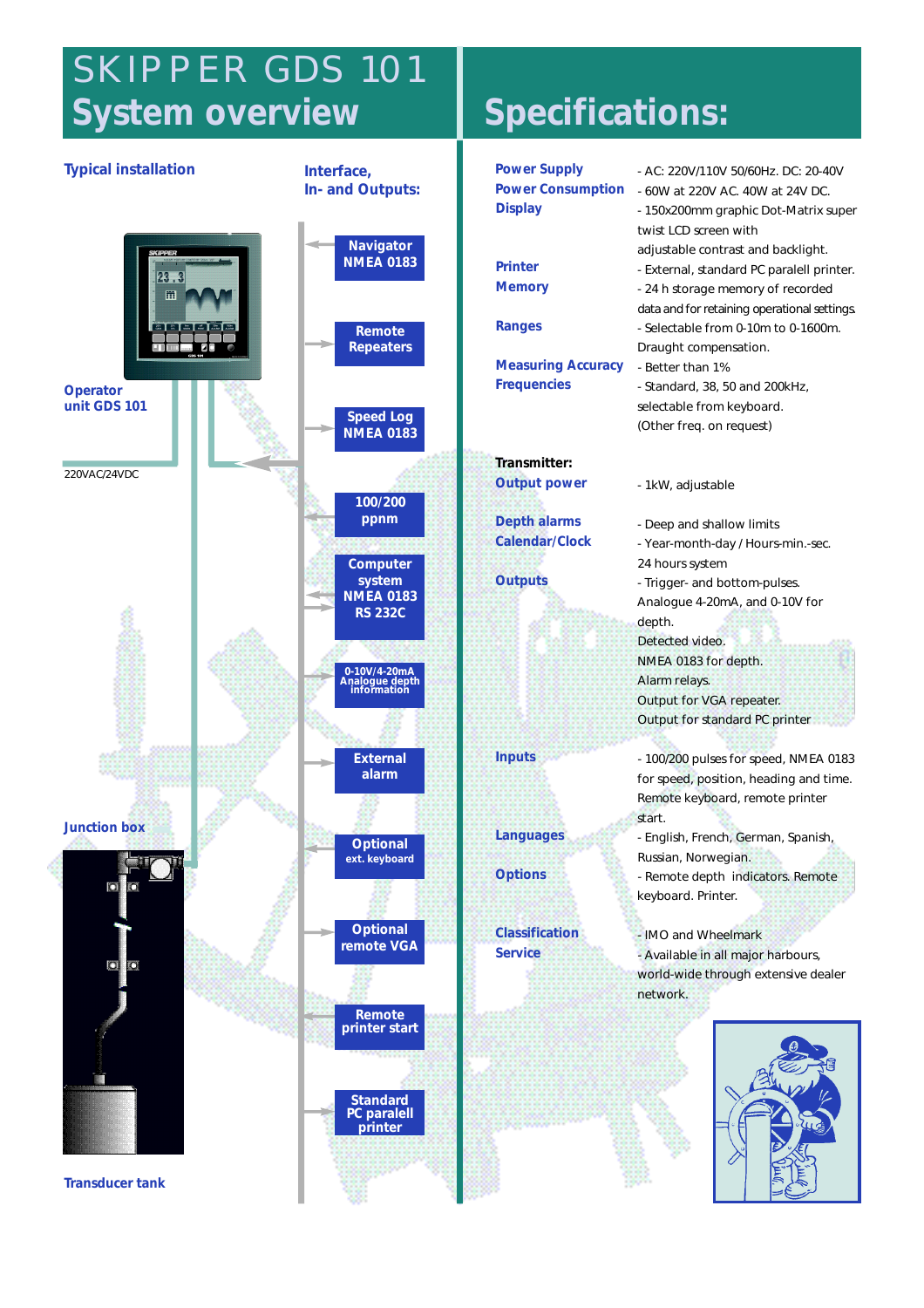# SKIPPER GDS 101
# System overview

**Typical installation**

**Interface, In- and Outputs:**

- Navigator NMEA 0183
- Remote Repeaters
- Speed Log NMEA 0183
- 100/200 ppnm
- Computer system NMEA 0183 RS 232C
- 0-10V/4-20mA Analogue depth information
- External alarm
- Optional ext. keyboard
- Optional remote VGA
- Remote printer start
- Standard PC parallell printer

**Operator unit GDS 101**

220VAC/24VDC

**Junction box**

**Transducer tank**

# Specifications:

| | |
|---|---|
| **Power Supply** | - AC: 220V/110V 50/60Hz. DC: 20-40V |
| **Power Consumption** | - 60W at 220V AC. 40W at 24V DC. |
| **Display** | - 150x200mm graphic Dot-Matrix super twist LCD screen with adjustable contrast and backlight. |
| **Printer** | - External, standard PC paralell printer. |
| **Memory** | - 24 h storage memory of recorded data and for retaining operational settings. |
| **Ranges** | - Selectable from 0-10m to 0-1600m. Draught compensation. |
| **Measuring Accuracy** | - Better than 1% |
| **Frequencies** | - Standard, 38, 50 and 200kHz, selectable from keyboard. (Other freq. on request) |
| **Transmitter:** | |
| **Output power** | - 1kW, adjustable |
| **Depth alarms** | - Deep and shallow limits |
| **Calendar/Clock** | - Year-month-day / Hours-min.-sec. 24 hours system |
| **Outputs** | - Trigger- and bottom-pulses. Analogue 4-20mA, and 0-10V for depth. Detected video. NMEA 0183 for depth. Alarm relays. Output for VGA repeater. Output for standard PC printer |
| **Inputs** | - 100/200 pulses for speed, NMEA 0183 for speed, position, heading and time. Remote keyboard, remote printer start. |
| **Languages** | - English, French, German, Spanish, Russian, Norwegian. |
| **Options** | - Remote depth indicators. Remote keyboard. Printer. |
| **Classification** | - IMO and Wheelmark |
| **Service** | - Available in all major harbours, world-wide through extensive dealer network. |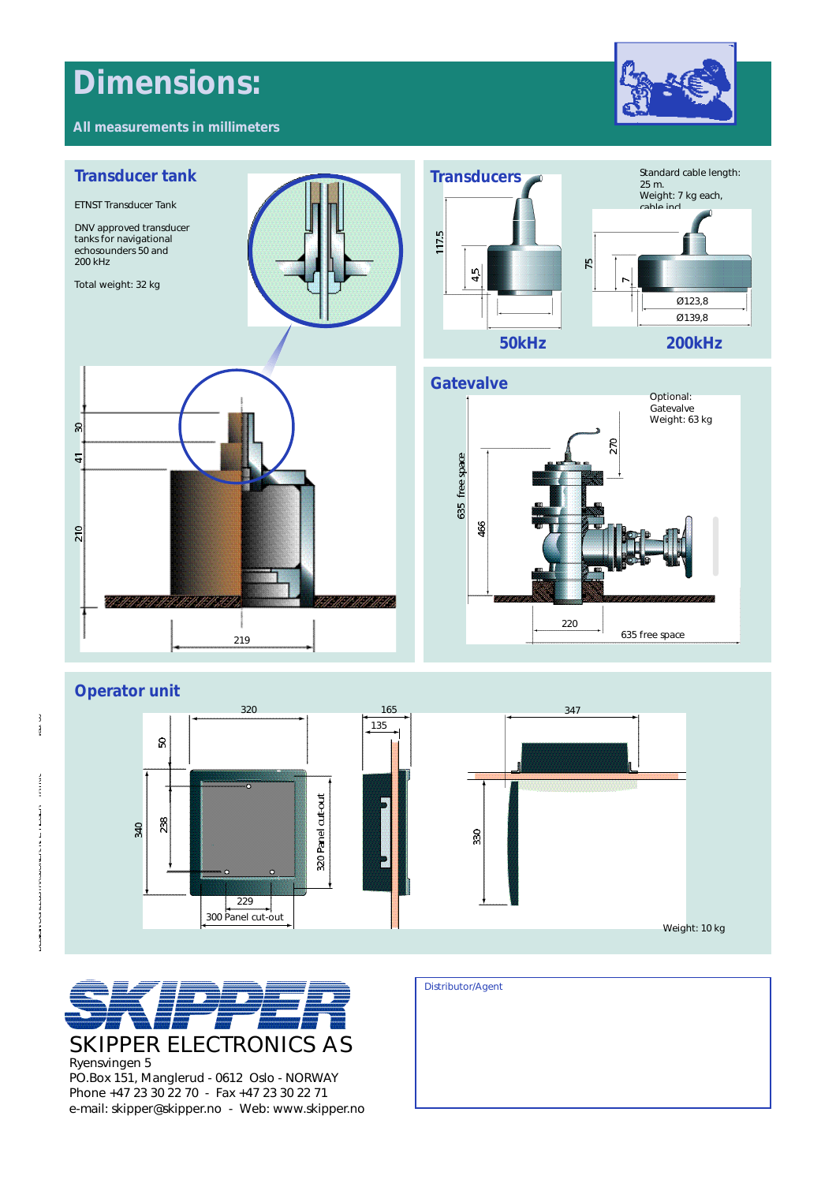# Dimensions:

**All measurements in millimeters**

## Transducer tank

ETNST Transducer Tank

DNV approved transducer tanks for navigational echosounders 50 and 200 kHz

Total weight: 32 kg

30
41
210
219

## Transducers

Standard cable length: 25 m.
Weight: 7 kg each, cable incl.

117,5
45
75
7
Ø123,8
Ø139,8

50kHz

200kHz

## Gatevalve

Optional:
Gatevalve
Weight: 63 kg

635 free space
466
270
220
635 free space

## Operator unit

320
50
340
238
320 Panel cut-out
229
300 Panel cut-out
165
135
347
330

Weight: 10 kg

SKIPPER ELECTRONICS AS
Ryensvingen 5
PO.Box 151, Manglerud - 0612 Oslo - NORWAY
Phone +47 23 30 22 70 - Fax +47 23 30 22 71
e-mail: skipper@skipper.no - Web: www.skipper.no

Distributor/Agent